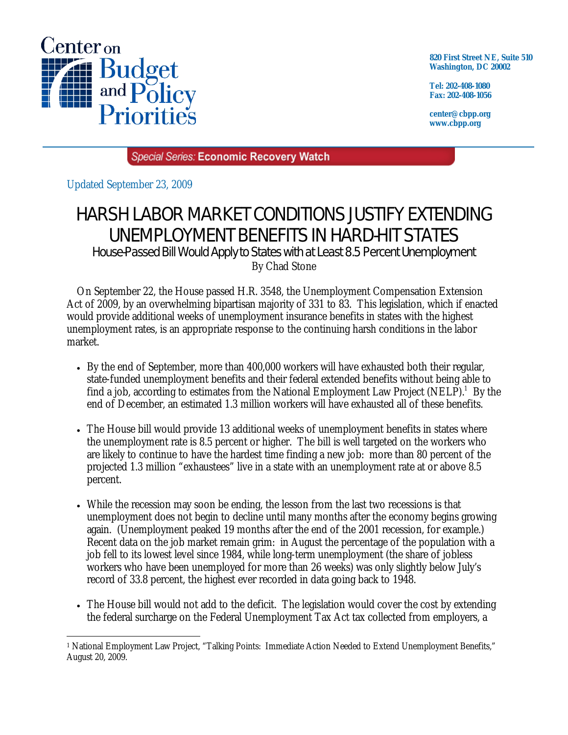Center on Budget and Policy Priorities

820 First Street NE, Suite 510
Washington, DC 20002

Tel: 202-408-1080
Fax: 202-408-1056

center@cbpp.org
www.cbpp.org

*Special Series:* **Economic Recovery Watch**

Updated September 23, 2009

# HARSH LABOR MARKET CONDITIONS JUSTIFY EXTENDING UNEMPLOYMENT BENEFITS IN HARD-HIT STATES

## House-Passed Bill Would Apply to States with at Least 8.5 Percent Unemployment

By Chad Stone

On September 22, the House passed H.R. 3548, the Unemployment Compensation Extension Act of 2009, by an overwhelming bipartisan majority of 331 to 83. This legislation, which if enacted would provide additional weeks of unemployment insurance benefits in states with the highest unemployment rates, is an appropriate response to the continuing harsh conditions in the labor market.

- By the end of September, more than 400,000 workers will have exhausted both their regular, state-funded unemployment benefits and their federal extended benefits without being able to find a job, according to estimates from the National Employment Law Project (NELP).[1] By the end of December, an estimated 1.3 million workers will have exhausted all of these benefits.

- The House bill would provide 13 additional weeks of unemployment benefits in states where the unemployment rate is 8.5 percent or higher. The bill is well targeted on the workers who are likely to continue to have the hardest time finding a new job: more than 80 percent of the projected 1.3 million "exhaustees" live in a state with an unemployment rate at or above 8.5 percent.

- While the recession may soon be ending, the lesson from the last two recessions is that unemployment does not begin to decline until many months after the economy begins growing again. (Unemployment peaked 19 months after the end of the 2001 recession, for example.) Recent data on the job market remain grim: in August the percentage of the population with a job fell to its lowest level since 1984, while long-term unemployment (the share of jobless workers who have been unemployed for more than 26 weeks) was only slightly below July's record of 33.8 percent, the highest ever recorded in data going back to 1948.

- The House bill would not add to the deficit. The legislation would cover the cost by extending the federal surcharge on the Federal Unemployment Tax Act tax collected from employers, a

---

[1] National Employment Law Project, "Talking Points: Immediate Action Needed to Extend Unemployment Benefits," August 20, 2009.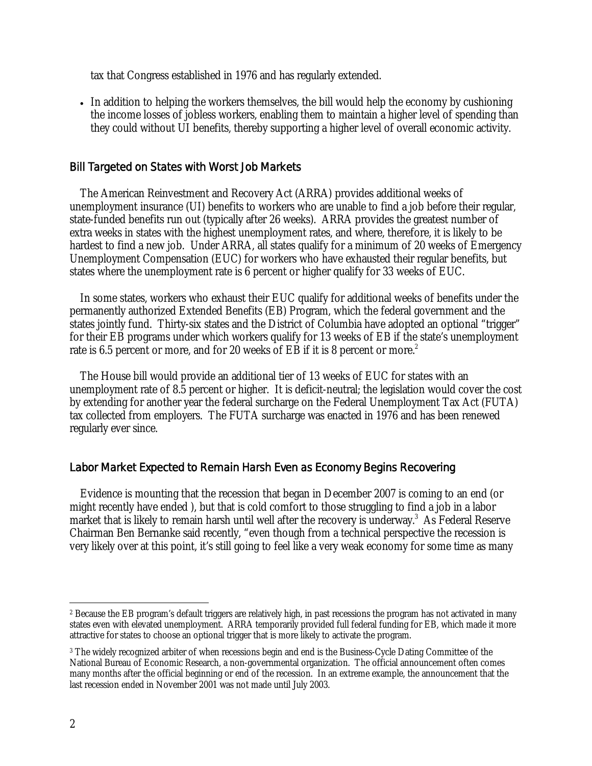tax that Congress established in 1976 and has regularly extended.

- In addition to helping the workers themselves, the bill would help the economy by cushioning the income losses of jobless workers, enabling them to maintain a higher level of spending than they could without UI benefits, thereby supporting a higher level of overall economic activity.

## Bill Targeted on States with Worst Job Markets

The American Reinvestment and Recovery Act (ARRA) provides additional weeks of unemployment insurance (UI) benefits to workers who are unable to find a job before their regular, state-funded benefits run out (typically after 26 weeks). ARRA provides the greatest number of extra weeks in states with the highest unemployment rates, and where, therefore, it is likely to be hardest to find a new job. Under ARRA, all states qualify for a minimum of 20 weeks of Emergency Unemployment Compensation (EUC) for workers who have exhausted their regular benefits, but states where the unemployment rate is 6 percent or higher qualify for 33 weeks of EUC.

In some states, workers who exhaust their EUC qualify for additional weeks of benefits under the permanently authorized Extended Benefits (EB) Program, which the federal government and the states jointly fund. Thirty-six states and the District of Columbia have adopted an optional "trigger" for their EB programs under which workers qualify for 13 weeks of EB if the state's unemployment rate is 6.5 percent or more, and for 20 weeks of EB if it is 8 percent or more.[2]

The House bill would provide an additional tier of 13 weeks of EUC for states with an unemployment rate of 8.5 percent or higher. It is deficit-neutral; the legislation would cover the cost by extending for another year the federal surcharge on the Federal Unemployment Tax Act (FUTA) tax collected from employers. The FUTA surcharge was enacted in 1976 and has been renewed regularly ever since.

## Labor Market Expected to Remain Harsh Even as Economy Begins Recovering

Evidence is mounting that the recession that began in December 2007 is coming to an end (or might recently have ended ), but that is cold comfort to those struggling to find a job in a labor market that is likely to remain harsh until well after the recovery is underway.[3] As Federal Reserve Chairman Ben Bernanke said recently, "even though from a technical perspective the recession is very likely over at this point, it's still going to feel like a very weak economy for some time as many

---

[2] Because the EB program's default triggers are relatively high, in past recessions the program has not activated in many states even with elevated unemployment. ARRA temporarily provided full federal funding for EB, which made it more attractive for states to choose an optional trigger that is more likely to activate the program.

[3] The widely recognized arbiter of when recessions begin and end is the Business-Cycle Dating Committee of the National Bureau of Economic Research, a non-governmental organization. The official announcement often comes many months after the official beginning or end of the recession. In an extreme example, the announcement that the last recession ended in November 2001 was not made until July 2003.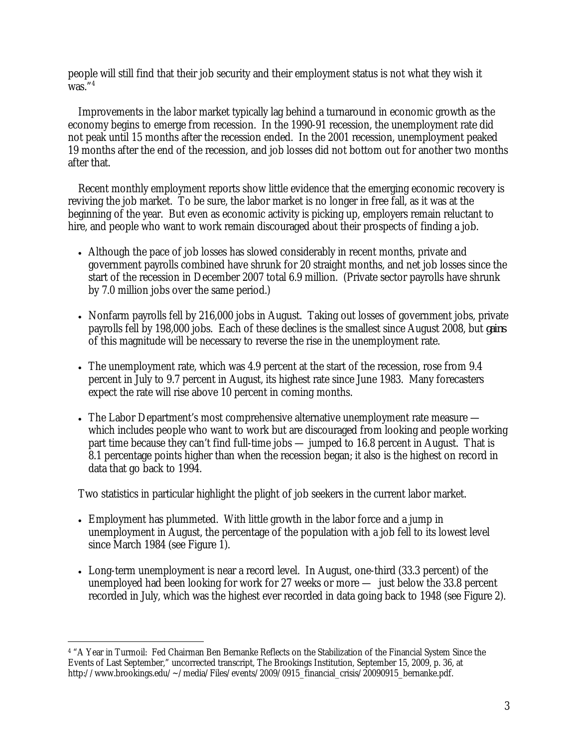people will still find that their job security and their employment status is not what they wish it was."[4]

Improvements in the labor market typically lag behind a turnaround in economic growth as the economy begins to emerge from recession. In the 1990-91 recession, the unemployment rate did not peak until 15 months after the recession ended. In the 2001 recession, unemployment peaked 19 months after the end of the recession, and job losses did not bottom out for another two months after that.

Recent monthly employment reports show little evidence that the emerging economic recovery is reviving the job market. To be sure, the labor market is no longer in free fall, as it was at the beginning of the year. But even as economic activity is picking up, employers remain reluctant to hire, and people who want to work remain discouraged about their prospects of finding a job.

- Although the pace of job losses has slowed considerably in recent months, private and government payrolls combined have shrunk for 20 straight months, and net job losses since the start of the recession in December 2007 total 6.9 million. (Private sector payrolls have shrunk by 7.0 million jobs over the same period.)

- Nonfarm payrolls fell by 216,000 jobs in August. Taking out losses of government jobs, private payrolls fell by 198,000 jobs. Each of these declines is the smallest since August 2008, but *gains* of this magnitude will be necessary to reverse the rise in the unemployment rate.

- The unemployment rate, which was 4.9 percent at the start of the recession, rose from 9.4 percent in July to 9.7 percent in August, its highest rate since June 1983. Many forecasters expect the rate will rise above 10 percent in coming months.

- The Labor Department's most comprehensive alternative unemployment rate measure — which includes people who want to work but are discouraged from looking and people working part time because they can't find full-time jobs — jumped to 16.8 percent in August. That is 8.1 percentage points higher than when the recession began; it also is the highest on record in data that go back to 1994.

Two statistics in particular highlight the plight of job seekers in the current labor market.

- Employment has plummeted. With little growth in the labor force and a jump in unemployment in August, the percentage of the population with a job fell to its lowest level since March 1984 (see Figure 1).

- Long-term unemployment is near a record level. In August, one-third (33.3 percent) of the unemployed had been looking for work for 27 weeks or more — just below the 33.8 percent recorded in July, which was the highest ever recorded in data going back to 1948 (see Figure 2).

---

[4] "A Year in Turmoil: Fed Chairman Ben Bernanke Reflects on the Stabilization of the Financial System Since the Events of Last September," uncorrected transcript, The Brookings Institution, September 15, 2009, p. 36, at http://www.brookings.edu/~/media/Files/events/2009/0915_financial_crisis/20090915_bernanke.pdf.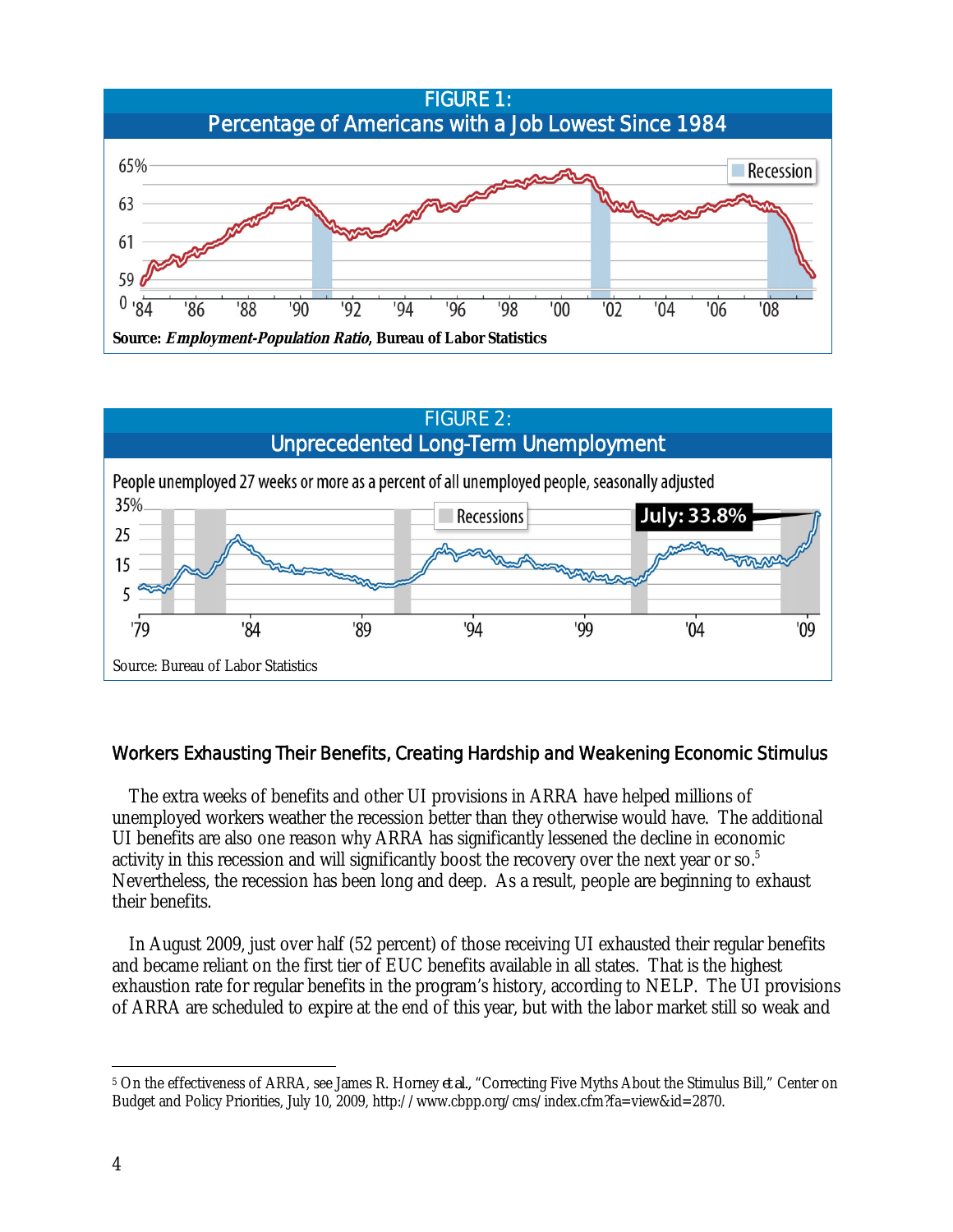FIGURE 1:
Percentage of Americans with a Job Lowest Since 1984

Source: *Employment-Population Ratio*, Bureau of Labor Statistics

FIGURE 2:
Unprecedented Long-Term Unemployment

People unemployed 27 weeks or more as a percent of all unemployed people, seasonally adjusted

Source: Bureau of Labor Statistics

### Workers Exhausting Their Benefits, Creating Hardship and Weakening Economic Stimulus

The extra weeks of benefits and other UI provisions in ARRA have helped millions of unemployed workers weather the recession better than they otherwise would have. The additional UI benefits are also one reason why ARRA has significantly lessened the decline in economic activity in this recession and will significantly boost the recovery over the next year or so.[5] Nevertheless, the recession has been long and deep. As a result, people are beginning to exhaust their benefits.

In August 2009, just over half (52 percent) of those receiving UI exhausted their regular benefits and became reliant on the first tier of EUC benefits available in all states. That is the highest exhaustion rate for regular benefits in the program's history, according to NELP. The UI provisions of ARRA are scheduled to expire at the end of this year, but with the labor market still so weak and

---

[5] On the effectiveness of ARRA, see James R. Horney *et al.*, "Correcting Five Myths About the Stimulus Bill," Center on Budget and Policy Priorities, July 10, 2009, http://www.cbpp.org/cms/index.cfm?fa=view&id=2870.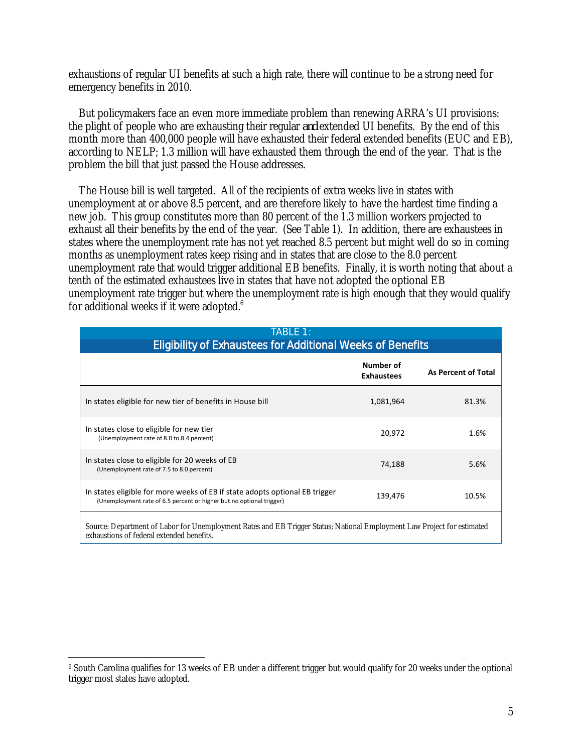exhaustions of regular UI benefits at such a high rate, there will continue to be a strong need for emergency benefits in 2010.

But policymakers face an even more immediate problem than renewing ARRA's UI provisions: the plight of people who are exhausting their regular *and* extended UI benefits. By the end of this month more than 400,000 people will have exhausted their federal extended benefits (EUC and EB), according to NELP; 1.3 million will have exhausted them through the end of the year. That is the problem the bill that just passed the House addresses.

The House bill is well targeted. All of the recipients of extra weeks live in states with unemployment at or above 8.5 percent, and are therefore likely to have the hardest time finding a new job. This group constitutes more than 80 percent of the 1.3 million workers projected to exhaust all their benefits by the end of the year. (See Table 1). In addition, there are exhaustees in states where the unemployment rate has not yet reached 8.5 percent but might well do so in coming months as unemployment rates keep rising and in states that are close to the 8.0 percent unemployment rate that would trigger additional EB benefits. Finally, it is worth noting that about a tenth of the estimated exhaustees live in states that have not adopted the optional EB unemployment rate trigger but where the unemployment rate is high enough that they would qualify for additional weeks if it were adopted.[6]

**TABLE 1:**
**Eligibility of Exhaustees for Additional Weeks of Benefits**

| | Number of Exhaustees | As Percent of Total |
|---|---|---|
| In states eligible for new tier of benefits in House bill | 1,081,964 | 81.3% |
| In states close to eligible for new tier (Unemployment rate of 8.0 to 8.4 percent) | 20,972 | 1.6% |
| In states close to eligible for 20 weeks of EB (Unemployment rate of 7.5 to 8.0 percent) | 74,188 | 5.6% |
| In states eligible for more weeks of EB if state adopts optional EB trigger (Unemployment rate of 6.5 percent or higher but no optional trigger) | 139,476 | 10.5% |

Source: Department of Labor for Unemployment Rates and EB Trigger Status; National Employment Law Project for estimated exhaustions of federal extended benefits.

[6] South Carolina qualifies for 13 weeks of EB under a different trigger but would qualify for 20 weeks under the optional trigger most states have adopted.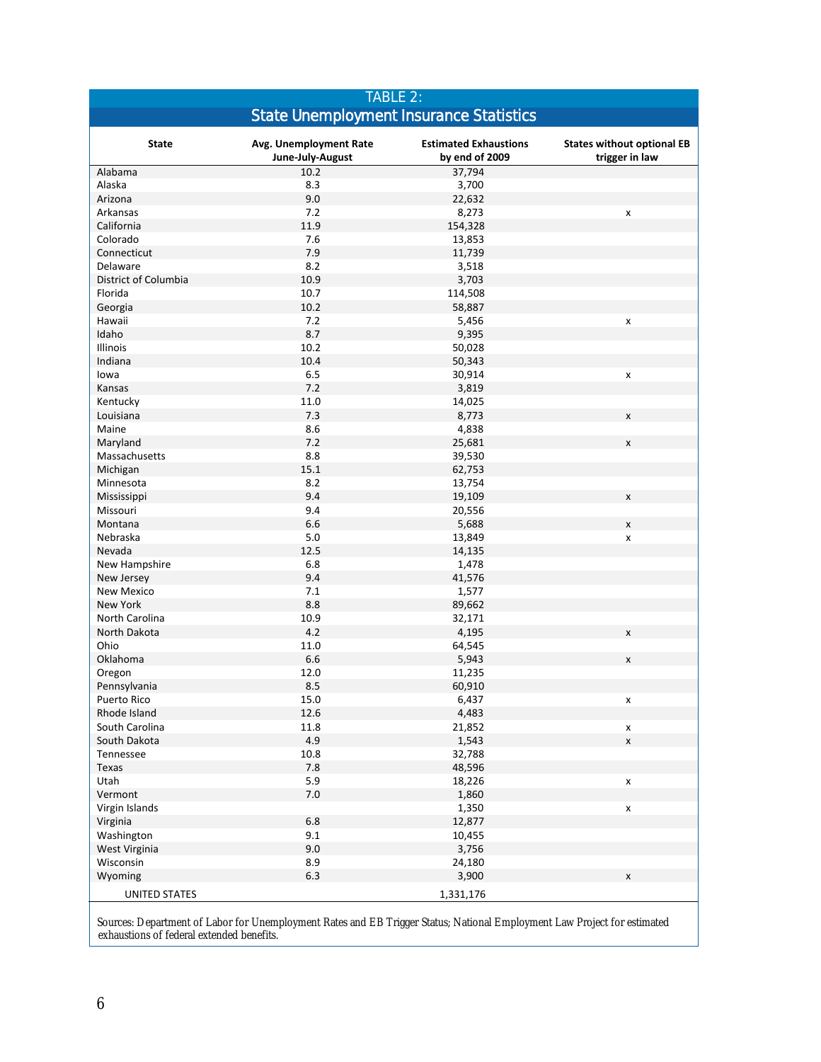## TABLE 2:
## State Unemployment Insurance Statistics

| State | Avg. Unemployment Rate June-July-August | Estimated Exhaustions by end of 2009 | States without optional EB trigger in law |
|---|---|---|---|
| Alabama | 10.2 | 37,794 | |
| Alaska | 8.3 | 3,700 | |
| Arizona | 9.0 | 22,632 | |
| Arkansas | 7.2 | 8,273 | x |
| California | 11.9 | 154,328 | |
| Colorado | 7.6 | 13,853 | |
| Connecticut | 7.9 | 11,739 | |
| Delaware | 8.2 | 3,518 | |
| District of Columbia | 10.9 | 3,703 | |
| Florida | 10.7 | 114,508 | |
| Georgia | 10.2 | 58,887 | |
| Hawaii | 7.2 | 5,456 | x |
| Idaho | 8.7 | 9,395 | |
| Illinois | 10.2 | 50,028 | |
| Indiana | 10.4 | 50,343 | |
| Iowa | 6.5 | 30,914 | x |
| Kansas | 7.2 | 3,819 | |
| Kentucky | 11.0 | 14,025 | |
| Louisiana | 7.3 | 8,773 | x |
| Maine | 8.6 | 4,838 | |
| Maryland | 7.2 | 25,681 | x |
| Massachusetts | 8.8 | 39,530 | |
| Michigan | 15.1 | 62,753 | |
| Minnesota | 8.2 | 13,754 | |
| Mississippi | 9.4 | 19,109 | x |
| Missouri | 9.4 | 20,556 | |
| Montana | 6.6 | 5,688 | x |
| Nebraska | 5.0 | 13,849 | x |
| Nevada | 12.5 | 14,135 | |
| New Hampshire | 6.8 | 1,478 | |
| New Jersey | 9.4 | 41,576 | |
| New Mexico | 7.1 | 1,577 | |
| New York | 8.8 | 89,662 | |
| North Carolina | 10.9 | 32,171 | |
| North Dakota | 4.2 | 4,195 | x |
| Ohio | 11.0 | 64,545 | |
| Oklahoma | 6.6 | 5,943 | x |
| Oregon | 12.0 | 11,235 | |
| Pennsylvania | 8.5 | 60,910 | |
| Puerto Rico | 15.0 | 6,437 | x |
| Rhode Island | 12.6 | 4,483 | |
| South Carolina | 11.8 | 21,852 | x |
| South Dakota | 4.9 | 1,543 | x |
| Tennessee | 10.8 | 32,788 | |
| Texas | 7.8 | 48,596 | |
| Utah | 5.9 | 18,226 | x |
| Vermont | 7.0 | 1,860 | |
| Virgin Islands | | 1,350 | x |
| Virginia | 6.8 | 12,877 | |
| Washington | 9.1 | 10,455 | |
| West Virginia | 9.0 | 3,756 | |
| Wisconsin | 8.9 | 24,180 | |
| Wyoming | 6.3 | 3,900 | x |
| UNITED STATES | | 1,331,176 | |

Sources: Department of Labor for Unemployment Rates and EB Trigger Status; National Employment Law Project for estimated exhaustions of federal extended benefits.